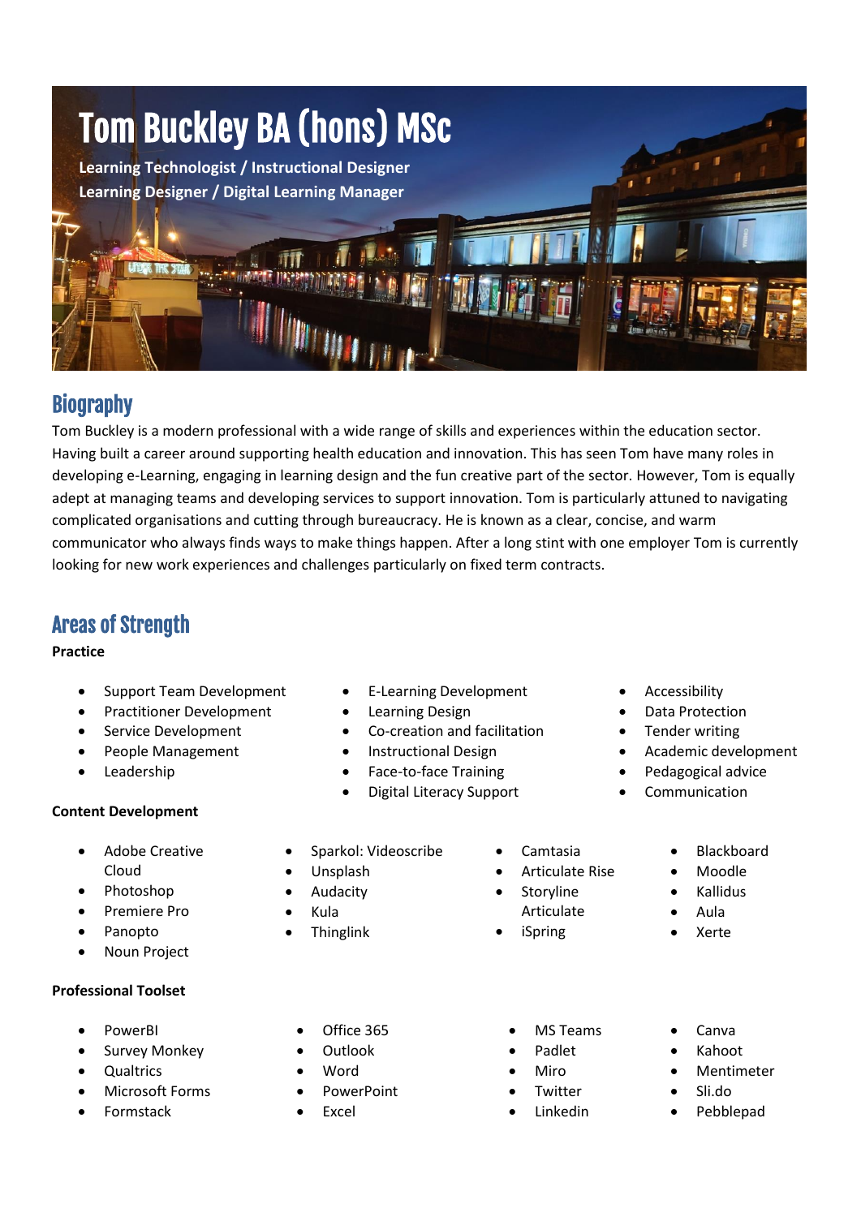# Tom Buckley BA (hons) MSc

**Learning Technologist / Instructional Designer**
**Learning Designer / Digital Learning Manager**

## Biography

Tom Buckley is a modern professional with a wide range of skills and experiences within the education sector. Having built a career around supporting health education and innovation. This has seen Tom have many roles in developing e-Learning, engaging in learning design and the fun creative part of the sector. However, Tom is equally adept at managing teams and developing services to support innovation. Tom is particularly attuned to navigating complicated organisations and cutting through bureaucracy. He is known as a clear, concise, and warm communicator who always finds ways to make things happen. After a long stint with one employer Tom is currently looking for new work experiences and challenges particularly on fixed term contracts.

## Areas of Strength

**Practice**

- Support Team Development
- Practitioner Development
- Service Development
- People Management
- Leadership
- E-Learning Development
- Learning Design
- Co-creation and facilitation
- Instructional Design
- Face-to-face Training
- Digital Literacy Support
- Accessibility
- Data Protection
- Tender writing
- Academic development
- Pedagogical advice
- Communication

**Content Development**

- Adobe Creative Cloud
- Photoshop
- Premiere Pro
- Panopto
- Noun Project
- Sparkol: Videoscribe
- Unsplash
- Audacity
- Kula
- Thinglink
- Camtasia
- Articulate Rise
- Storyline Articulate
- iSpring
- Blackboard
- Moodle
- Kallidus
- Aula
- Xerte

**Professional Toolset**

- PowerBI
- Survey Monkey
- Qualtrics
- Microsoft Forms
- Formstack
- Office 365
- Outlook
- Word
- PowerPoint
- Excel
- MS Teams
- Padlet
- Miro
- Twitter
- Linkedin
- Canva
- Kahoot
- Mentimeter
- Sli.do
- Pebblepad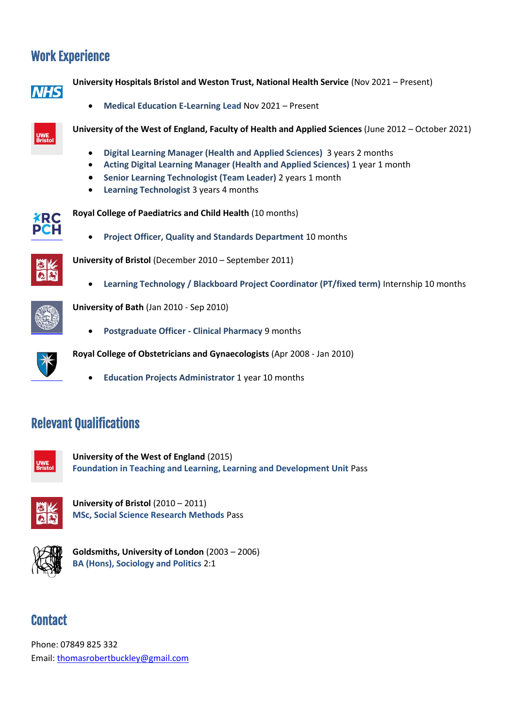## Work Experience

**University Hospitals Bristol and Weston Trust, National Health Service** (Nov 2021 – Present)

- **Medical Education E-Learning Lead** Nov 2021 – Present

**University of the West of England, Faculty of Health and Applied Sciences** (June 2012 – October 2021)

- **Digital Learning Manager (Health and Applied Sciences)** 3 years 2 months
- **Acting Digital Learning Manager (Health and Applied Sciences)** 1 year 1 month
- **Senior Learning Technologist (Team Leader)** 2 years 1 month
- **Learning Technologist** 3 years 4 months

**Royal College of Paediatrics and Child Health** (10 months)

- **Project Officer, Quality and Standards Department** 10 months

**University of Bristol** (December 2010 – September 2011)

- **Learning Technology / Blackboard Project Coordinator (PT/fixed term)** Internship 10 months

**University of Bath** (Jan 2010 - Sep 2010)

- **Postgraduate Officer - Clinical Pharmacy** 9 months

**Royal College of Obstetricians and Gynaecologists** (Apr 2008 - Jan 2010)

- **Education Projects Administrator** 1 year 10 months

## Relevant Qualifications

**University of the West of England** (2015)
**Foundation in Teaching and Learning, Learning and Development Unit** Pass

**University of Bristol** (2010 – 2011)
**MSc, Social Science Research Methods** Pass

**Goldsmiths, University of London** (2003 – 2006)
**BA (Hons), Sociology and Politics** 2:1

## Contact

Phone: 07849 825 332
Email: thomasrobertbuckley@gmail.com